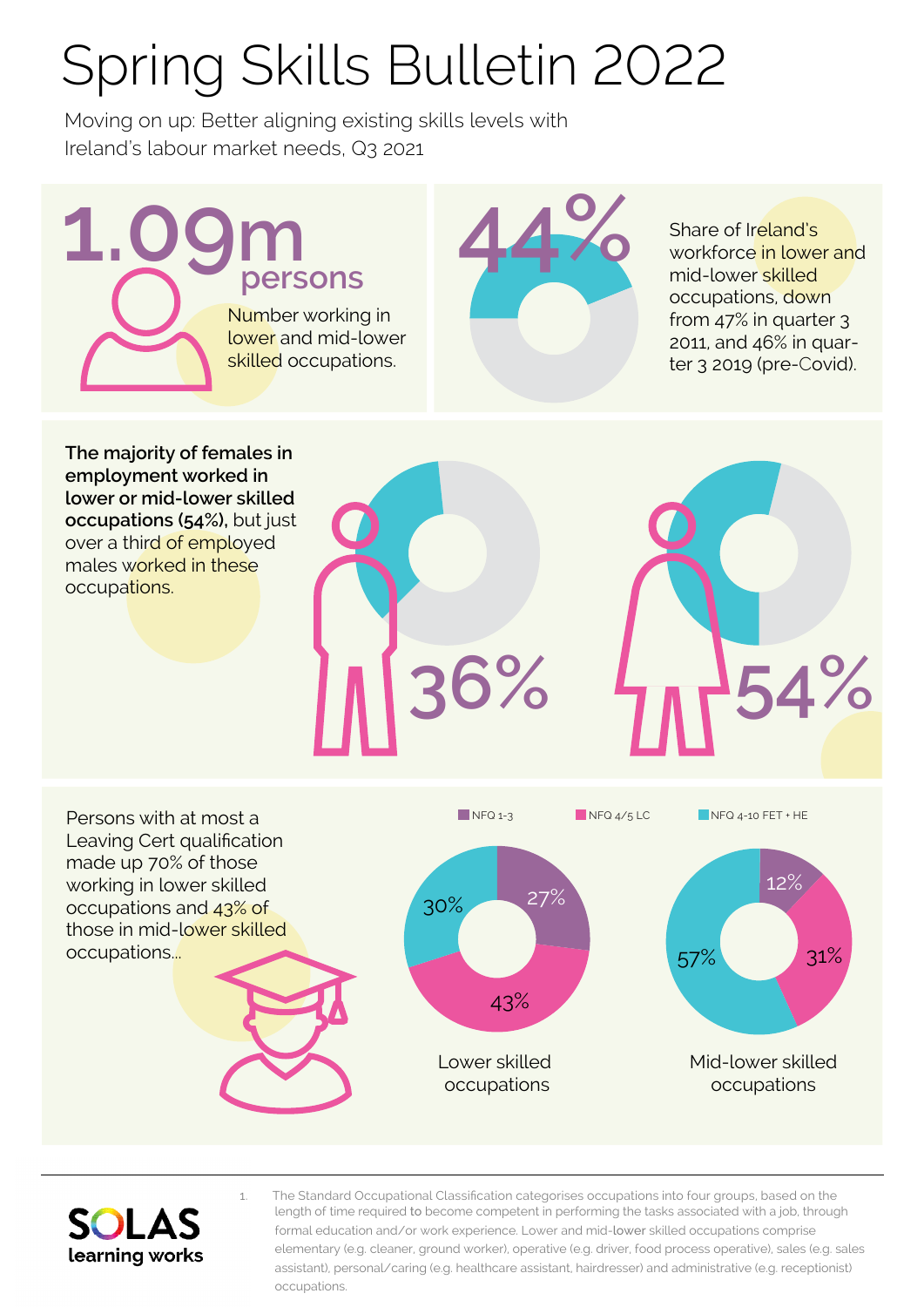# Spring Skills Bulletin 2022

Moving on up: Better aligning existing skills levels with Ireland's labour market needs, Q3 2021

**1.09m persons**

Number working in lower and mid-lower skilled occupations.

**44%**

Share of Ireland's workforce in lower and mid-lower skilled occupations, down from 47% in quarter 3 2011, and 46% in quarter 3 2019 (pre-Covid).

**The majority of females in employment worked in lower or mid-lower skilled occupations (54%),** but just over a third of employed males worked in these occupations.

36%

54%

Persons with at most a Leaving Cert qualification made up 70% of those working in lower skilled occupations and 43% of those in mid-lower skilled occupations...

| | NFQ 1-3 | NFQ 4/5 LC | NFQ 4-10 FET + HE |
|---|---|---|---|
| Lower skilled occupations | 27% | 43% | 30% |
| Mid-lower skilled occupations | 12% | 31% | 57% |

SOLAS learning works

1. The Standard Occupational Classification categorises occupations into four groups, based on the length of time required to become competent in performing the tasks associated with a job, through formal education and/or work experience. Lower and mid-lower skilled occupations comprise elementary (e.g. cleaner, ground worker), operative (e.g. driver, food process operative), sales (e.g. sales assistant), personal/caring (e.g. healthcare assistant, hairdresser) and administrative (e.g. receptionist) occupations.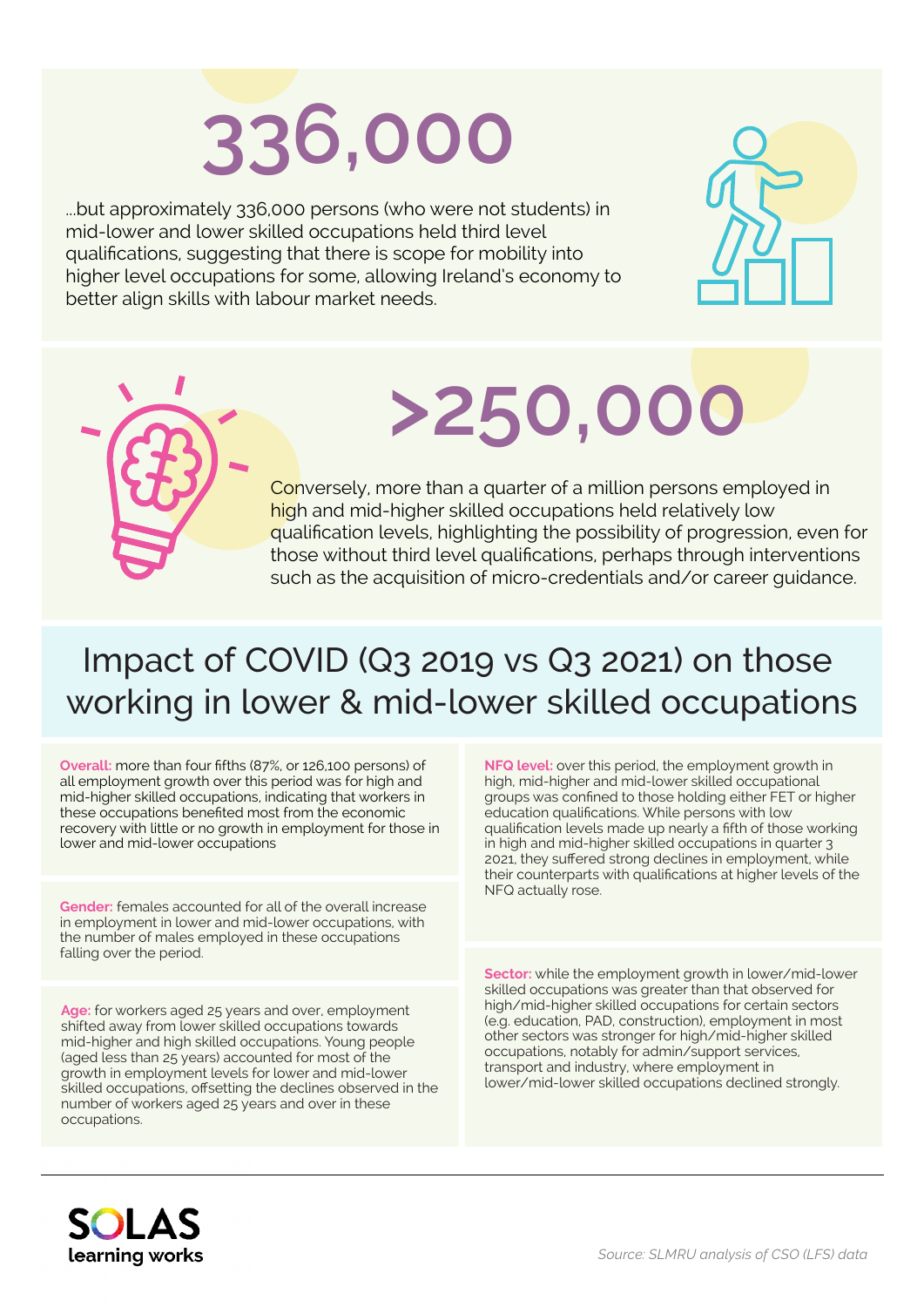# 336,000

...but approximately 336,000 persons (who were not students) in mid-lower and lower skilled occupations held third level qualifications, suggesting that there is scope for mobility into higher level occupations for some, allowing Ireland's economy to better align skills with labour market needs.

# >250,000

Conversely, more than a quarter of a million persons employed in high and mid-higher skilled occupations held relatively low qualification levels, highlighting the possibility of progression, even for those without third level qualifications, perhaps through interventions such as the acquisition of micro-credentials and/or career guidance.

## Impact of COVID (Q3 2019 vs Q3 2021) on those working in lower & mid-lower skilled occupations

**Overall:** more than four fifths (87%, or 126,100 persons) of all employment growth over this period was for high and mid-higher skilled occupations, indicating that workers in these occupations benefited most from the economic recovery with little or no growth in employment for those in lower and mid-lower occupations

**Gender:** females accounted for all of the overall increase in employment in lower and mid-lower occupations, with the number of males employed in these occupations falling over the period.

**Age:** for workers aged 25 years and over, employment shifted away from lower skilled occupations towards mid-higher and high skilled occupations. Young people (aged less than 25 years) accounted for most of the growth in employment levels for lower and mid-lower skilled occupations, offsetting the declines observed in the number of workers aged 25 years and over in these occupations.

**NFQ level:** over this period, the employment growth in high, mid-higher and mid-lower skilled occupational groups was confined to those holding either FET or higher education qualifications. While persons with low qualification levels made up nearly a fifth of those working in high and mid-higher skilled occupations in quarter 3 2021, they suffered strong declines in employment, while their counterparts with qualifications at higher levels of the NFQ actually rose.

**Sector:** while the employment growth in lower/mid-lower skilled occupations was greater than that observed for high/mid-higher skilled occupations for certain sectors (e.g. education, PAD, construction), employment in most other sectors was stronger for high/mid-higher skilled occupations, notably for admin/support services, transport and industry, where employment in lower/mid-lower skilled occupations declined strongly.

SOLAS learning works

*Source: SLMRU analysis of CSO (LFS) data*